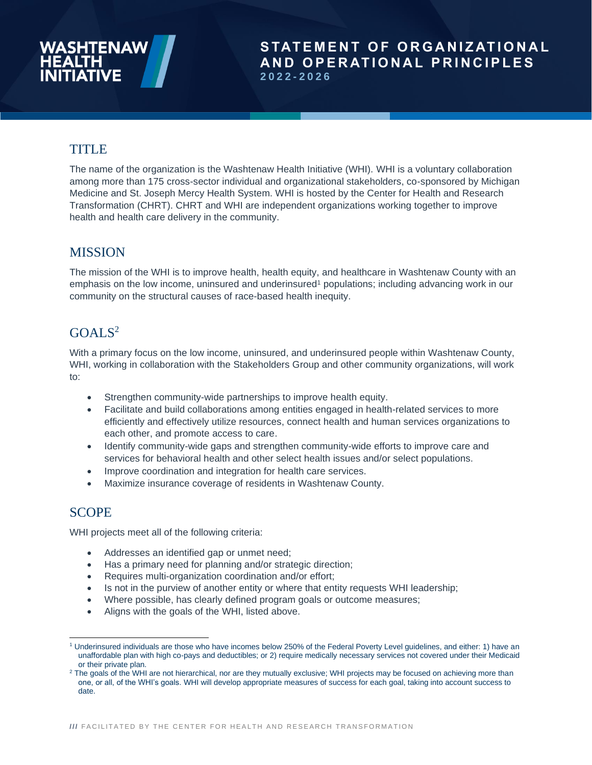# WASHTENAW HEALTH INITIATIVE

# STATEMENT OF ORGANIZATIONAL AND OPERATIONAL PRINCIPLES

## 2022-2026

## TITLE

The name of the organization is the Washtenaw Health Initiative (WHI). WHI is a voluntary collaboration among more than 175 cross-sector individual and organizational stakeholders, co-sponsored by Michigan Medicine and St. Joseph Mercy Health System. WHI is hosted by the Center for Health and Research Transformation (CHRT). CHRT and WHI are independent organizations working together to improve health and health care delivery in the community.

## MISSION

The mission of the WHI is to improve health, health equity, and healthcare in Washtenaw County with an emphasis on the low income, uninsured and underinsured[1] populations; including advancing work in our community on the structural causes of race-based health inequity.

## GOALS[2]

With a primary focus on the low income, uninsured, and underinsured people within Washtenaw County, WHI, working in collaboration with the Stakeholders Group and other community organizations, will work to:

- Strengthen community-wide partnerships to improve health equity.
- Facilitate and build collaborations among entities engaged in health-related services to more efficiently and effectively utilize resources, connect health and human services organizations to each other, and promote access to care.
- Identify community-wide gaps and strengthen community-wide efforts to improve care and services for behavioral health and other select health issues and/or select populations.
- Improve coordination and integration for health care services.
- Maximize insurance coverage of residents in Washtenaw County.

## SCOPE

WHI projects meet all of the following criteria:

- Addresses an identified gap or unmet need;
- Has a primary need for planning and/or strategic direction;
- Requires multi-organization coordination and/or effort;
- Is not in the purview of another entity or where that entity requests WHI leadership;
- Where possible, has clearly defined program goals or outcome measures;
- Aligns with the goals of the WHI, listed above.

---

[1] Underinsured individuals are those who have incomes below 250% of the Federal Poverty Level guidelines, and either: 1) have an unaffordable plan with high co-pays and deductibles; or 2) require medically necessary services not covered under their Medicaid or their private plan.

[2] The goals of the WHI are not hierarchical, nor are they mutually exclusive; WHI projects may be focused on achieving more than one, or all, of the WHI's goals. WHI will develop appropriate measures of success for each goal, taking into account success to date.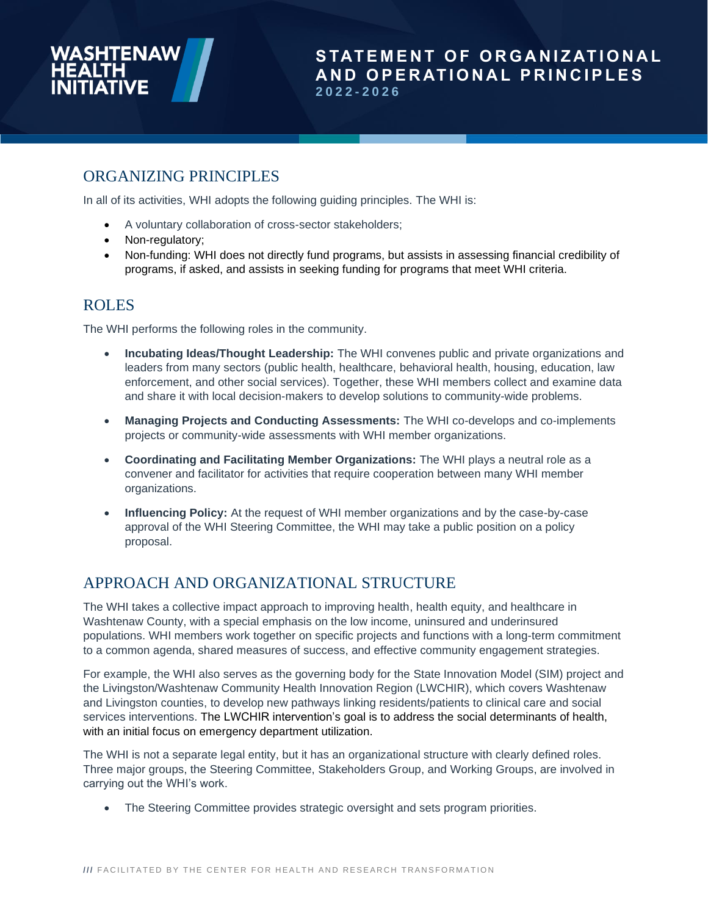# WASHTENAW HEALTH INITIATIVE

# STATEMENT OF ORGANIZATIONAL AND OPERATIONAL PRINCIPLES

**2022-2026**

## ORGANIZING PRINCIPLES

In all of its activities, WHI adopts the following guiding principles. The WHI is:

- A voluntary collaboration of cross-sector stakeholders;
- Non-regulatory;
- Non-funding: WHI does not directly fund programs, but assists in assessing financial credibility of programs, if asked, and assists in seeking funding for programs that meet WHI criteria.

## ROLES

The WHI performs the following roles in the community.

- **Incubating Ideas/Thought Leadership:** The WHI convenes public and private organizations and leaders from many sectors (public health, healthcare, behavioral health, housing, education, law enforcement, and other social services). Together, these WHI members collect and examine data and share it with local decision-makers to develop solutions to community-wide problems.

- **Managing Projects and Conducting Assessments:** The WHI co-develops and co-implements projects or community-wide assessments with WHI member organizations.

- **Coordinating and Facilitating Member Organizations:** The WHI plays a neutral role as a convener and facilitator for activities that require cooperation between many WHI member organizations.

- **Influencing Policy:** At the request of WHI member organizations and by the case-by-case approval of the WHI Steering Committee, the WHI may take a public position on a policy proposal.

## APPROACH AND ORGANIZATIONAL STRUCTURE

The WHI takes a collective impact approach to improving health, health equity, and healthcare in Washtenaw County, with a special emphasis on the low income, uninsured and underinsured populations. WHI members work together on specific projects and functions with a long-term commitment to a common agenda, shared measures of success, and effective community engagement strategies.

For example, the WHI also serves as the governing body for the State Innovation Model (SIM) project and the Livingston/Washtenaw Community Health Innovation Region (LWCHIR), which covers Washtenaw and Livingston counties, to develop new pathways linking residents/patients to clinical care and social services interventions. The LWCHIR intervention's goal is to address the social determinants of health, with an initial focus on emergency department utilization.

The WHI is not a separate legal entity, but it has an organizational structure with clearly defined roles. Three major groups, the Steering Committee, Stakeholders Group, and Working Groups, are involved in carrying out the WHI's work.

- The Steering Committee provides strategic oversight and sets program priorities.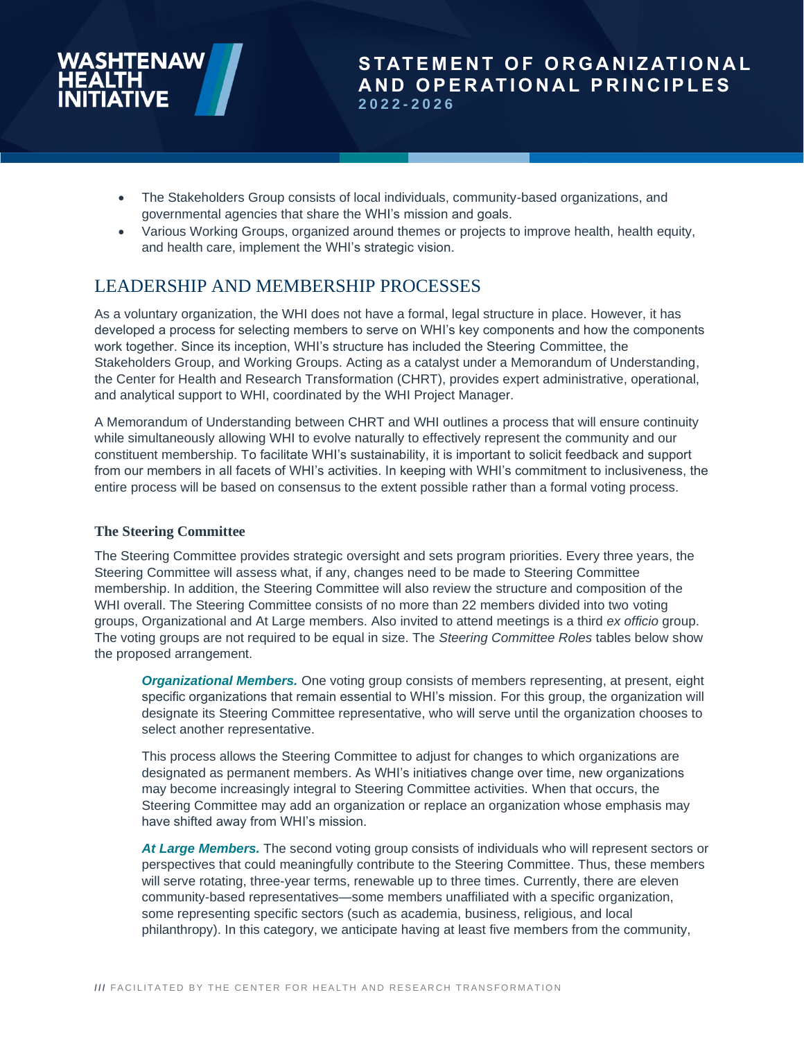- The Stakeholders Group consists of local individuals, community-based organizations, and governmental agencies that share the WHI's mission and goals.
- Various Working Groups, organized around themes or projects to improve health, health equity, and health care, implement the WHI's strategic vision.

## LEADERSHIP AND MEMBERSHIP PROCESSES

As a voluntary organization, the WHI does not have a formal, legal structure in place. However, it has developed a process for selecting members to serve on WHI's key components and how the components work together. Since its inception, WHI's structure has included the Steering Committee, the Stakeholders Group, and Working Groups. Acting as a catalyst under a Memorandum of Understanding, the Center for Health and Research Transformation (CHRT), provides expert administrative, operational, and analytical support to WHI, coordinated by the WHI Project Manager.

A Memorandum of Understanding between CHRT and WHI outlines a process that will ensure continuity while simultaneously allowing WHI to evolve naturally to effectively represent the community and our constituent membership. To facilitate WHI's sustainability, it is important to solicit feedback and support from our members in all facets of WHI's activities. In keeping with WHI's commitment to inclusiveness, the entire process will be based on consensus to the extent possible rather than a formal voting process.

### The Steering Committee

The Steering Committee provides strategic oversight and sets program priorities. Every three years, the Steering Committee will assess what, if any, changes need to be made to Steering Committee membership. In addition, the Steering Committee will also review the structure and composition of the WHI overall. The Steering Committee consists of no more than 22 members divided into two voting groups, Organizational and At Large members. Also invited to attend meetings is a third *ex officio* group. The voting groups are not required to be equal in size. The *Steering Committee Roles* tables below show the proposed arrangement.

***Organizational Members.*** One voting group consists of members representing, at present, eight specific organizations that remain essential to WHI's mission. For this group, the organization will designate its Steering Committee representative, who will serve until the organization chooses to select another representative.

This process allows the Steering Committee to adjust for changes to which organizations are designated as permanent members. As WHI's initiatives change over time, new organizations may become increasingly integral to Steering Committee activities. When that occurs, the Steering Committee may add an organization or replace an organization whose emphasis may have shifted away from WHI's mission.

***At Large Members.*** The second voting group consists of individuals who will represent sectors or perspectives that could meaningfully contribute to the Steering Committee. Thus, these members will serve rotating, three-year terms, renewable up to three times. Currently, there are eleven community-based representatives—some members unaffiliated with a specific organization, some representing specific sectors (such as academia, business, religious, and local philanthropy). In this category, we anticipate having at least five members from the community,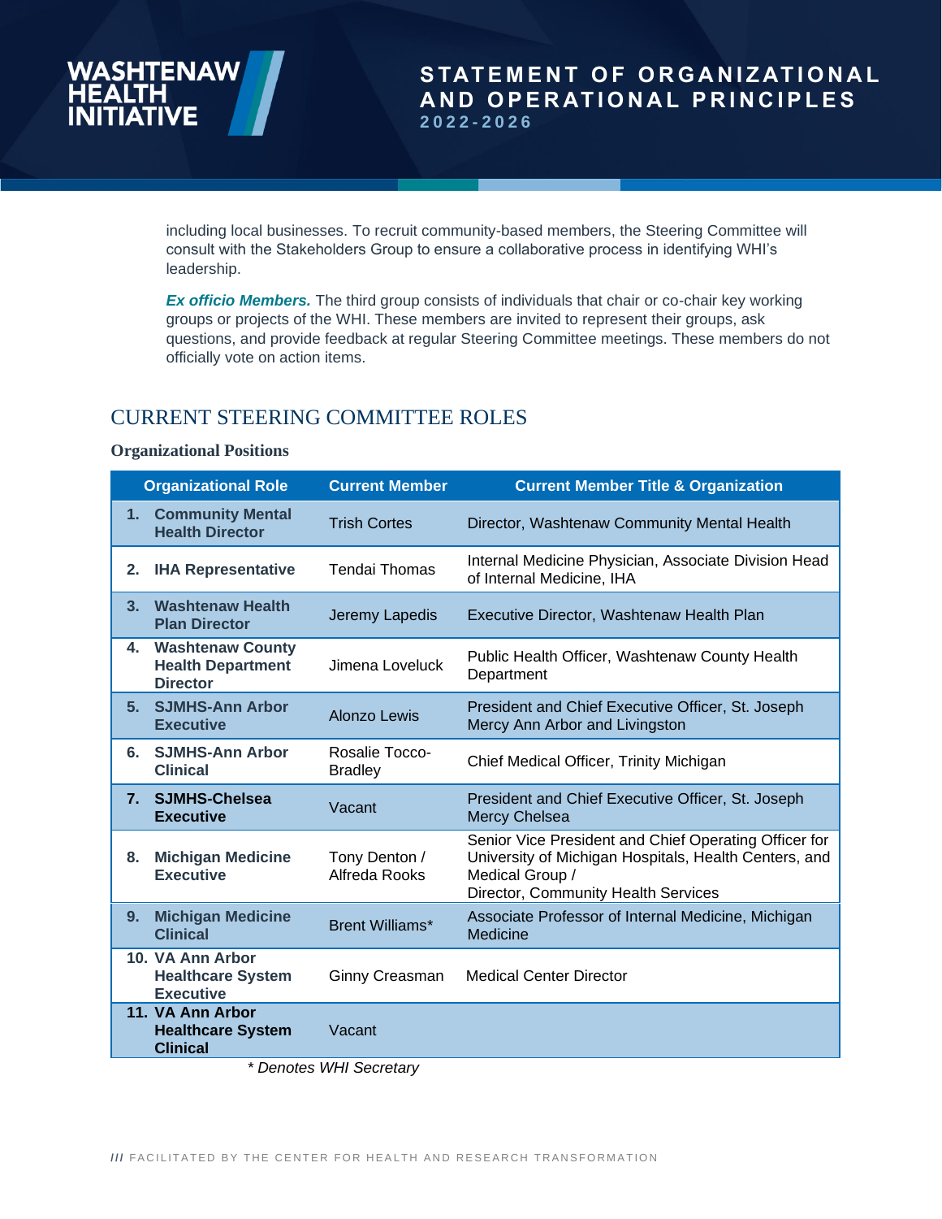including local businesses. To recruit community-based members, the Steering Committee will consult with the Stakeholders Group to ensure a collaborative process in identifying WHI's leadership.

***Ex officio Members.*** The third group consists of individuals that chair or co-chair key working groups or projects of the WHI. These members are invited to represent their groups, ask questions, and provide feedback at regular Steering Committee meetings. These members do not officially vote on action items.

## CURRENT STEERING COMMITTEE ROLES

### Organizational Positions

| Organizational Role | Current Member | Current Member Title & Organization |
| --- | --- | --- |
| **1. Community Mental Health Director** | Trish Cortes | Director, Washtenaw Community Mental Health |
| **2. IHA Representative** | Tendai Thomas | Internal Medicine Physician, Associate Division Head of Internal Medicine, IHA |
| **3. Washtenaw Health Plan Director** | Jeremy Lapedis | Executive Director, Washtenaw Health Plan |
| **4. Washtenaw County Health Department Director** | Jimena Loveluck | Public Health Officer, Washtenaw County Health Department |
| **5. SJMHS-Ann Arbor Executive** | Alonzo Lewis | President and Chief Executive Officer, St. Joseph Mercy Ann Arbor and Livingston |
| **6. SJMHS-Ann Arbor Clinical** | Rosalie Tocco-Bradley | Chief Medical Officer, Trinity Michigan |
| **7. SJMHS-Chelsea Executive** | Vacant | President and Chief Executive Officer, St. Joseph Mercy Chelsea |
| **8. Michigan Medicine Executive** | Tony Denton / Alfreda Rooks | Senior Vice President and Chief Operating Officer for University of Michigan Hospitals, Health Centers, and Medical Group / Director, Community Health Services |
| **9. Michigan Medicine Clinical** | Brent Williams* | Associate Professor of Internal Medicine, Michigan Medicine |
| **10. VA Ann Arbor Healthcare System Executive** | Ginny Creasman | Medical Center Director |
| **11. VA Ann Arbor Healthcare System Clinical** | Vacant | |

*\* Denotes WHI Secretary*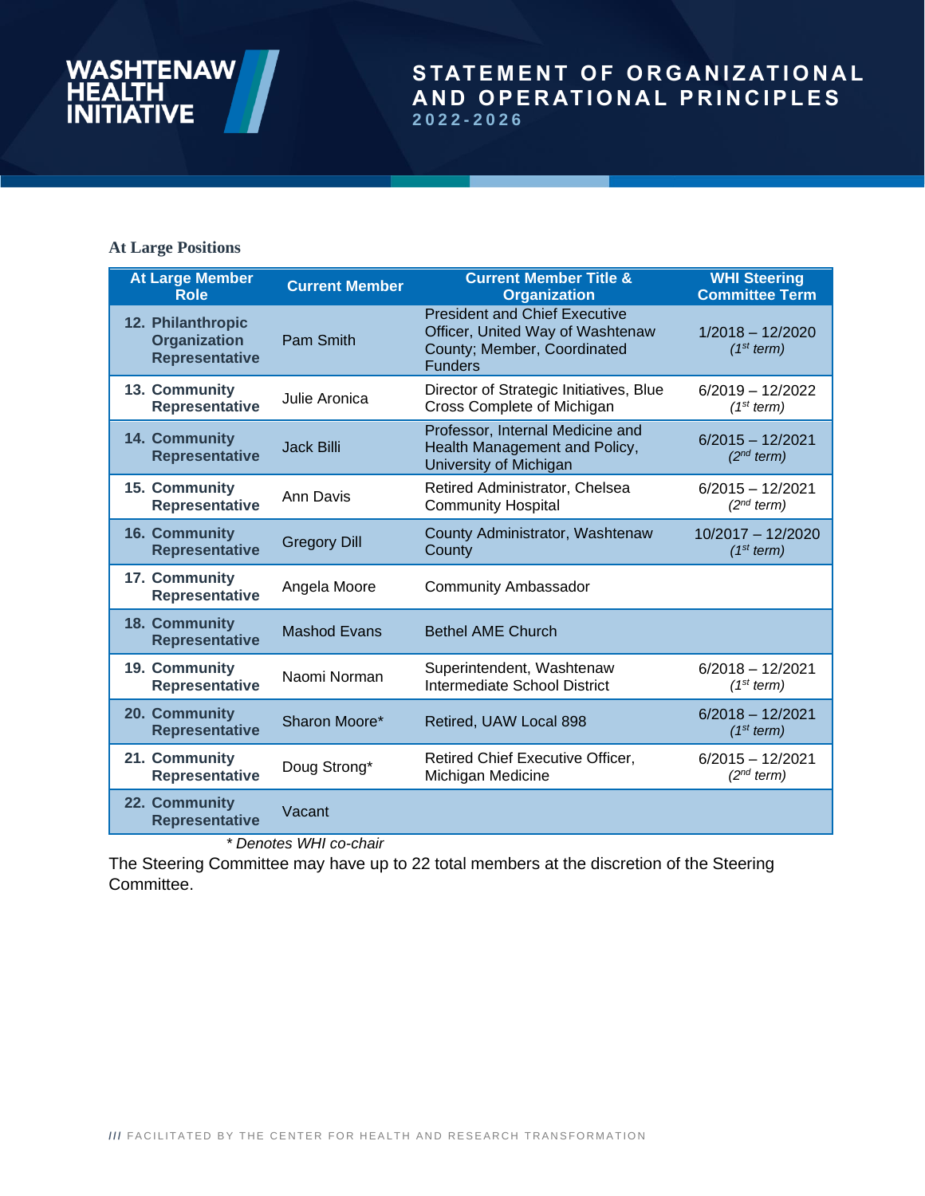### At Large Positions

| At Large Member Role | Current Member | Current Member Title & Organization | WHI Steering Committee Term |
|---|---|---|---|
| 12. Philanthropic Organization Representative | Pam Smith | President and Chief Executive Officer, United Way of Washtenaw County; Member, Coordinated Funders | 1/2018 – 12/2020 (1st term) |
| 13. Community Representative | Julie Aronica | Director of Strategic Initiatives, Blue Cross Complete of Michigan | 6/2019 – 12/2022 (1st term) |
| 14. Community Representative | Jack Billi | Professor, Internal Medicine and Health Management and Policy, University of Michigan | 6/2015 – 12/2021 (2nd term) |
| 15. Community Representative | Ann Davis | Retired Administrator, Chelsea Community Hospital | 6/2015 – 12/2021 (2nd term) |
| 16. Community Representative | Gregory Dill | County Administrator, Washtenaw County | 10/2017 – 12/2020 (1st term) |
| 17. Community Representative | Angela Moore | Community Ambassador | |
| 18. Community Representative | Mashod Evans | Bethel AME Church | |
| 19. Community Representative | Naomi Norman | Superintendent, Washtenaw Intermediate School District | 6/2018 – 12/2021 (1st term) |
| 20. Community Representative | Sharon Moore* | Retired, UAW Local 898 | 6/2018 – 12/2021 (1st term) |
| 21. Community Representative | Doug Strong* | Retired Chief Executive Officer, Michigan Medicine | 6/2015 – 12/2021 (2nd term) |
| 22. Community Representative | Vacant | | |

*\* Denotes WHI co-chair*

The Steering Committee may have up to 22 total members at the discretion of the Steering Committee.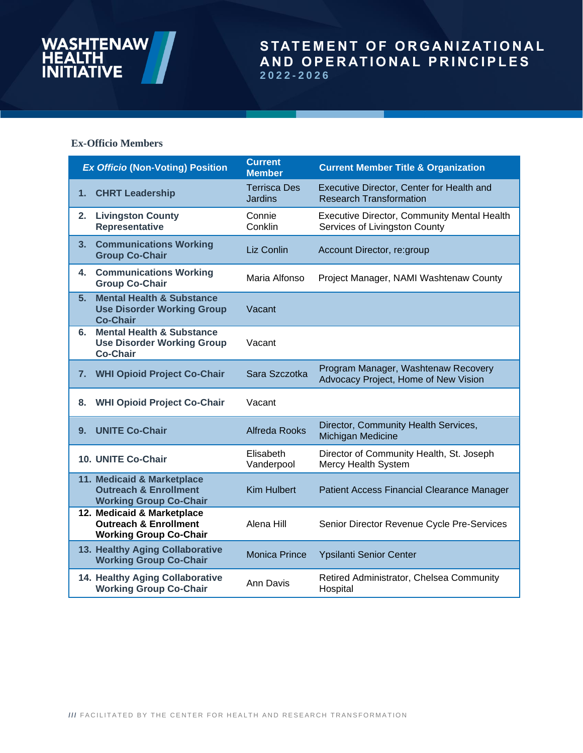### Ex-Officio Members

| *Ex Officio* (Non-Voting) Position | Current Member | Current Member Title & Organization |
|---|---|---|
| 1. **CHRT Leadership** | Terrisca Des Jardins | Executive Director, Center for Health and Research Transformation |
| 2. **Livingston County Representative** | Connie Conklin | Executive Director, Community Mental Health Services of Livingston County |
| 3. **Communications Working Group Co-Chair** | Liz Conlin | Account Director, re:group |
| 4. **Communications Working Group Co-Chair** | Maria Alfonso | Project Manager, NAMI Washtenaw County |
| 5. **Mental Health & Substance Use Disorder Working Group Co-Chair** | Vacant | |
| 6. **Mental Health & Substance Use Disorder Working Group Co-Chair** | Vacant | |
| 7. **WHI Opioid Project Co-Chair** | Sara Szczotka | Program Manager, Washtenaw Recovery Advocacy Project, Home of New Vision |
| 8. **WHI Opioid Project Co-Chair** | Vacant | |
| 9. **UNITE Co-Chair** | Alfreda Rooks | Director, Community Health Services, Michigan Medicine |
| 10. **UNITE Co-Chair** | Elisabeth Vanderpool | Director of Community Health, St. Joseph Mercy Health System |
| 11. **Medicaid & Marketplace Outreach & Enrollment Working Group Co-Chair** | Kim Hulbert | Patient Access Financial Clearance Manager |
| 12. **Medicaid & Marketplace Outreach & Enrollment Working Group Co-Chair** | Alena Hill | Senior Director Revenue Cycle Pre-Services |
| 13. **Healthy Aging Collaborative Working Group Co-Chair** | Monica Prince | Ypsilanti Senior Center |
| 14. **Healthy Aging Collaborative Working Group Co-Chair** | Ann Davis | Retired Administrator, Chelsea Community Hospital |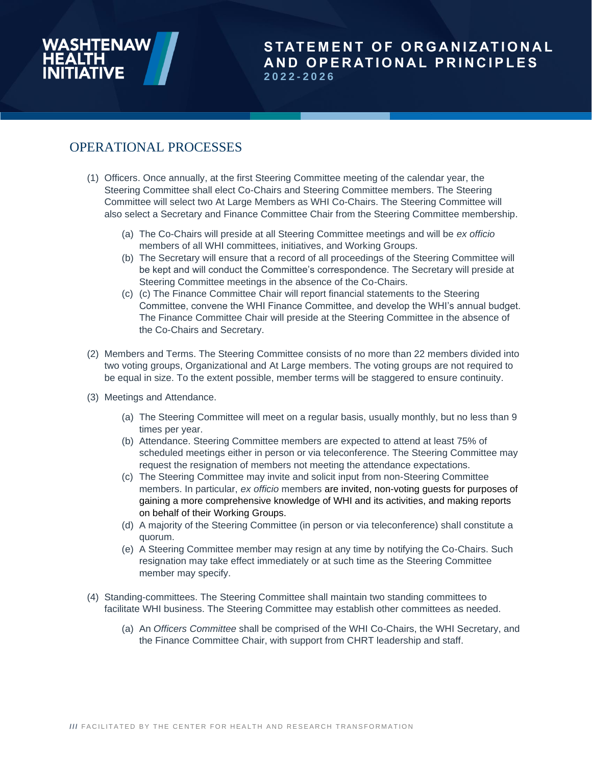## OPERATIONAL PROCESSES

(1) Officers. Once annually, at the first Steering Committee meeting of the calendar year, the Steering Committee shall elect Co-Chairs and Steering Committee members. The Steering Committee will select two At Large Members as WHI Co-Chairs. The Steering Committee will also select a Secretary and Finance Committee Chair from the Steering Committee membership.

   (a) The Co-Chairs will preside at all Steering Committee meetings and will be *ex officio* members of all WHI committees, initiatives, and Working Groups.
   
   (b) The Secretary will ensure that a record of all proceedings of the Steering Committee will be kept and will conduct the Committee's correspondence. The Secretary will preside at Steering Committee meetings in the absence of the Co-Chairs.
   
   (c) (c) The Finance Committee Chair will report financial statements to the Steering Committee, convene the WHI Finance Committee, and develop the WHI's annual budget. The Finance Committee Chair will preside at the Steering Committee in the absence of the Co-Chairs and Secretary.

(2) Members and Terms. The Steering Committee consists of no more than 22 members divided into two voting groups, Organizational and At Large members. The voting groups are not required to be equal in size. To the extent possible, member terms will be staggered to ensure continuity.

(3) Meetings and Attendance.

   (a) The Steering Committee will meet on a regular basis, usually monthly, but no less than 9 times per year.
   
   (b) Attendance. Steering Committee members are expected to attend at least 75% of scheduled meetings either in person or via teleconference. The Steering Committee may request the resignation of members not meeting the attendance expectations.
   
   (c) The Steering Committee may invite and solicit input from non-Steering Committee members. In particular, *ex officio* members are invited, non-voting guests for purposes of gaining a more comprehensive knowledge of WHI and its activities, and making reports on behalf of their Working Groups.
   
   (d) A majority of the Steering Committee (in person or via teleconference) shall constitute a quorum.
   
   (e) A Steering Committee member may resign at any time by notifying the Co-Chairs. Such resignation may take effect immediately or at such time as the Steering Committee member may specify.

(4) Standing-committees. The Steering Committee shall maintain two standing committees to facilitate WHI business. The Steering Committee may establish other committees as needed.

   (a) An *Officers Committee* shall be comprised of the WHI Co-Chairs, the WHI Secretary, and the Finance Committee Chair, with support from CHRT leadership and staff.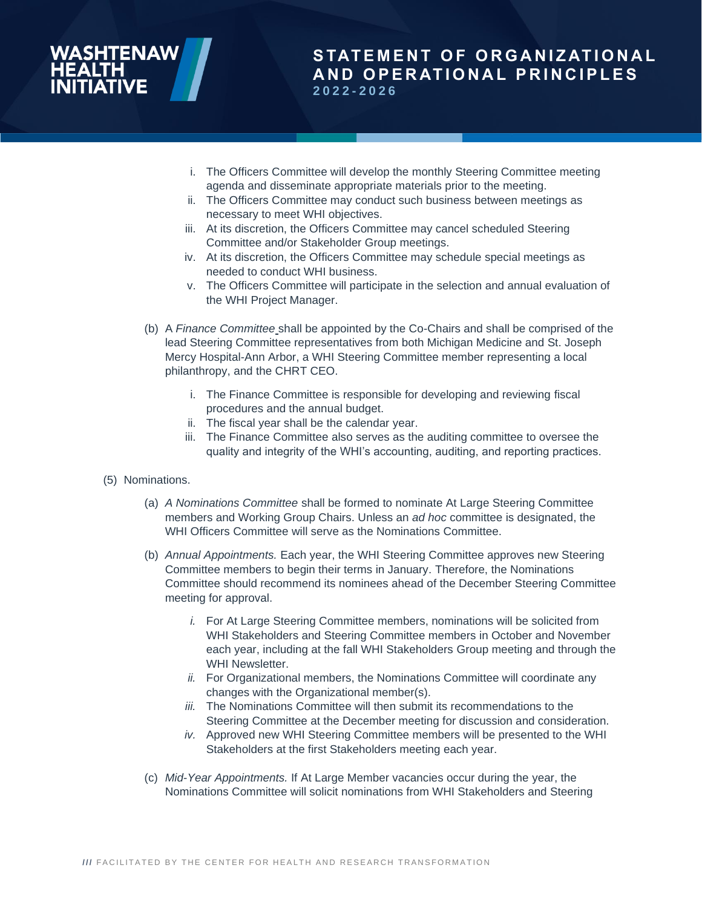i. The Officers Committee will develop the monthly Steering Committee meeting agenda and disseminate appropriate materials prior to the meeting.
ii. The Officers Committee may conduct such business between meetings as necessary to meet WHI objectives.
iii. At its discretion, the Officers Committee may cancel scheduled Steering Committee and/or Stakeholder Group meetings.
iv. At its discretion, the Officers Committee may schedule special meetings as needed to conduct WHI business.
v. The Officers Committee will participate in the selection and annual evaluation of the WHI Project Manager.

(b) A *Finance Committee* shall be appointed by the Co-Chairs and shall be comprised of the lead Steering Committee representatives from both Michigan Medicine and St. Joseph Mercy Hospital-Ann Arbor, a WHI Steering Committee member representing a local philanthropy, and the CHRT CEO.

i. The Finance Committee is responsible for developing and reviewing fiscal procedures and the annual budget.
ii. The fiscal year shall be the calendar year.
iii. The Finance Committee also serves as the auditing committee to oversee the quality and integrity of the WHI's accounting, auditing, and reporting practices.

(5) Nominations.

(a) *A Nominations Committee* shall be formed to nominate At Large Steering Committee members and Working Group Chairs. Unless an *ad hoc* committee is designated, the WHI Officers Committee will serve as the Nominations Committee.

(b) *Annual Appointments.* Each year, the WHI Steering Committee approves new Steering Committee members to begin their terms in January. Therefore, the Nominations Committee should recommend its nominees ahead of the December Steering Committee meeting for approval.

*i.* For At Large Steering Committee members, nominations will be solicited from WHI Stakeholders and Steering Committee members in October and November each year, including at the fall WHI Stakeholders Group meeting and through the WHI Newsletter.
*ii.* For Organizational members, the Nominations Committee will coordinate any changes with the Organizational member(s).
*iii.* The Nominations Committee will then submit its recommendations to the Steering Committee at the December meeting for discussion and consideration.
*iv.* Approved new WHI Steering Committee members will be presented to the WHI Stakeholders at the first Stakeholders meeting each year.

(c) *Mid-Year Appointments.* If At Large Member vacancies occur during the year, the Nominations Committee will solicit nominations from WHI Stakeholders and Steering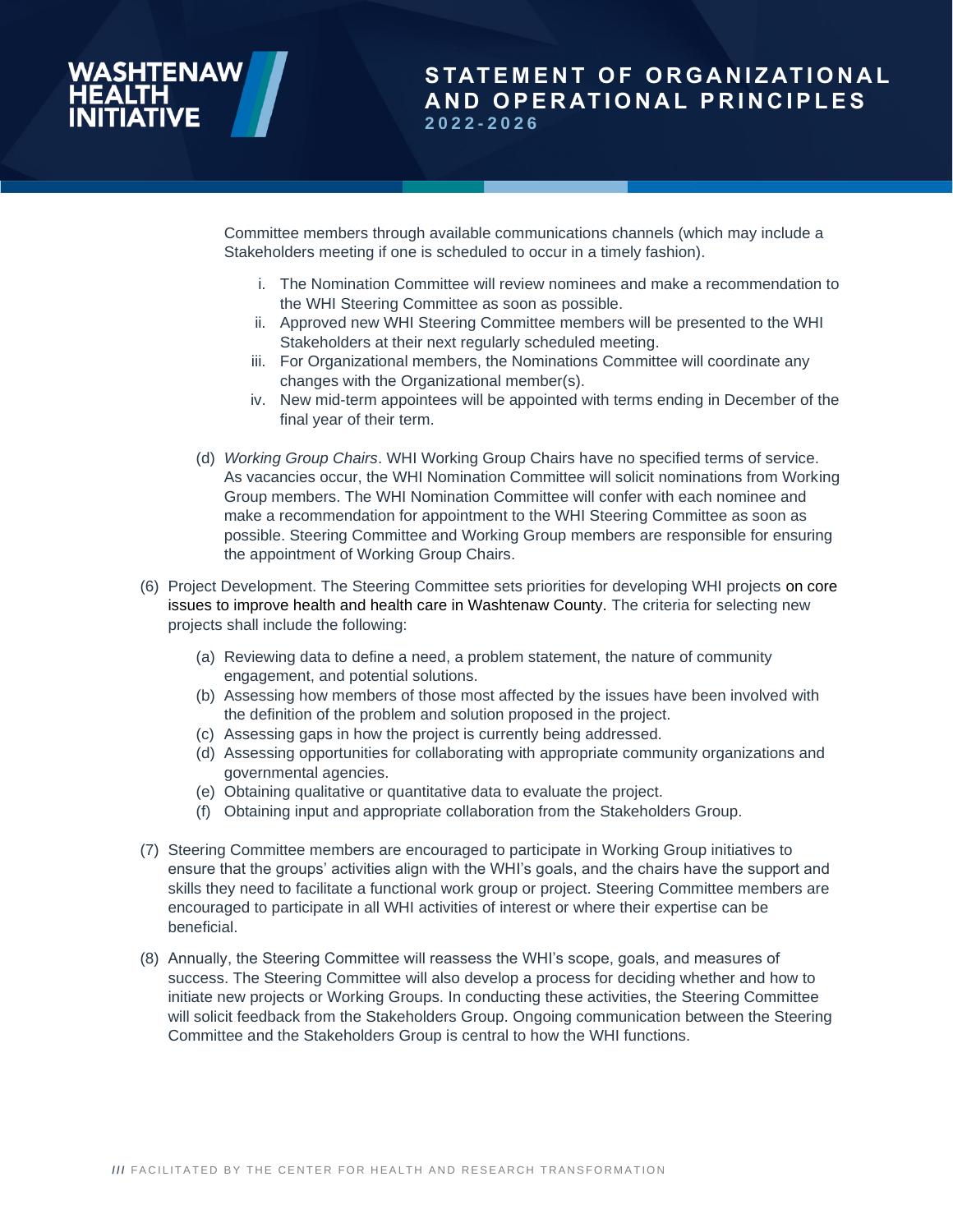Committee members through available communications channels (which may include a Stakeholders meeting if one is scheduled to occur in a timely fashion).

i. The Nomination Committee will review nominees and make a recommendation to the WHI Steering Committee as soon as possible.
ii. Approved new WHI Steering Committee members will be presented to the WHI Stakeholders at their next regularly scheduled meeting.
iii. For Organizational members, the Nominations Committee will coordinate any changes with the Organizational member(s).
iv. New mid-term appointees will be appointed with terms ending in December of the final year of their term.

(d) *Working Group Chairs*. WHI Working Group Chairs have no specified terms of service. As vacancies occur, the WHI Nomination Committee will solicit nominations from Working Group members. The WHI Nomination Committee will confer with each nominee and make a recommendation for appointment to the WHI Steering Committee as soon as possible. Steering Committee and Working Group members are responsible for ensuring the appointment of Working Group Chairs.

(6) Project Development. The Steering Committee sets priorities for developing WHI projects on core issues to improve health and health care in Washtenaw County. The criteria for selecting new projects shall include the following:

(a) Reviewing data to define a need, a problem statement, the nature of community engagement, and potential solutions.
(b) Assessing how members of those most affected by the issues have been involved with the definition of the problem and solution proposed in the project.
(c) Assessing gaps in how the project is currently being addressed.
(d) Assessing opportunities for collaborating with appropriate community organizations and governmental agencies.
(e) Obtaining qualitative or quantitative data to evaluate the project.
(f) Obtaining input and appropriate collaboration from the Stakeholders Group.

(7) Steering Committee members are encouraged to participate in Working Group initiatives to ensure that the groups' activities align with the WHI's goals, and the chairs have the support and skills they need to facilitate a functional work group or project. Steering Committee members are encouraged to participate in all WHI activities of interest or where their expertise can be beneficial.

(8) Annually, the Steering Committee will reassess the WHI's scope, goals, and measures of success. The Steering Committee will also develop a process for deciding whether and how to initiate new projects or Working Groups. In conducting these activities, the Steering Committee will solicit feedback from the Stakeholders Group. Ongoing communication between the Steering Committee and the Stakeholders Group is central to how the WHI functions.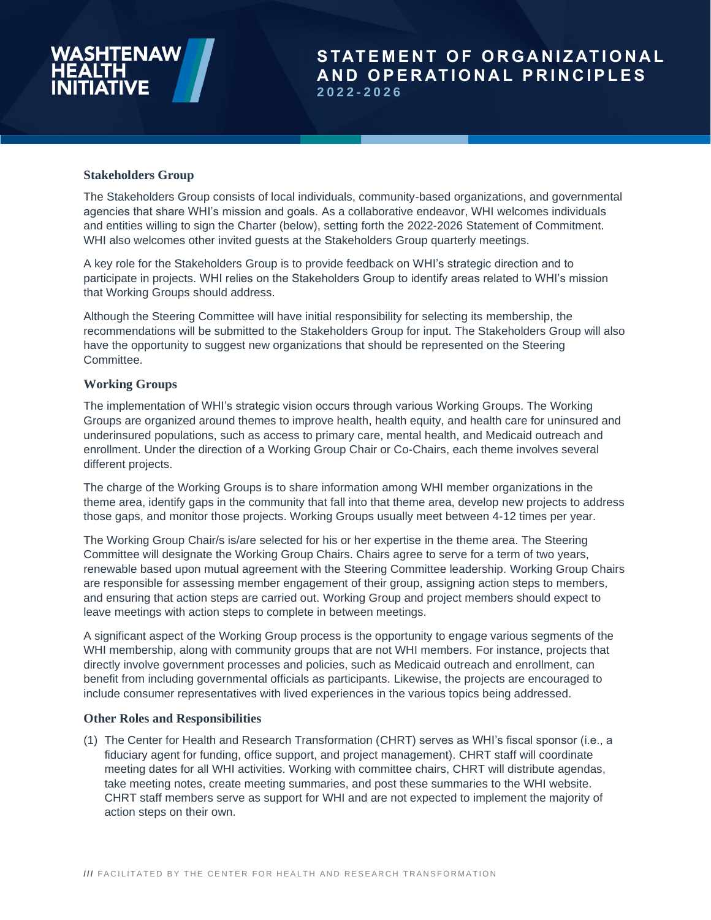### Stakeholders Group

The Stakeholders Group consists of local individuals, community-based organizations, and governmental agencies that share WHI's mission and goals. As a collaborative endeavor, WHI welcomes individuals and entities willing to sign the Charter (below), setting forth the 2022-2026 Statement of Commitment. WHI also welcomes other invited guests at the Stakeholders Group quarterly meetings.

A key role for the Stakeholders Group is to provide feedback on WHI's strategic direction and to participate in projects. WHI relies on the Stakeholders Group to identify areas related to WHI's mission that Working Groups should address.

Although the Steering Committee will have initial responsibility for selecting its membership, the recommendations will be submitted to the Stakeholders Group for input. The Stakeholders Group will also have the opportunity to suggest new organizations that should be represented on the Steering Committee.

### Working Groups

The implementation of WHI's strategic vision occurs through various Working Groups. The Working Groups are organized around themes to improve health, health equity, and health care for uninsured and underinsured populations, such as access to primary care, mental health, and Medicaid outreach and enrollment. Under the direction of a Working Group Chair or Co-Chairs, each theme involves several different projects.

The charge of the Working Groups is to share information among WHI member organizations in the theme area, identify gaps in the community that fall into that theme area, develop new projects to address those gaps, and monitor those projects. Working Groups usually meet between 4-12 times per year.

The Working Group Chair/s is/are selected for his or her expertise in the theme area. The Steering Committee will designate the Working Group Chairs. Chairs agree to serve for a term of two years, renewable based upon mutual agreement with the Steering Committee leadership. Working Group Chairs are responsible for assessing member engagement of their group, assigning action steps to members, and ensuring that action steps are carried out. Working Group and project members should expect to leave meetings with action steps to complete in between meetings.

A significant aspect of the Working Group process is the opportunity to engage various segments of the WHI membership, along with community groups that are not WHI members. For instance, projects that directly involve government processes and policies, such as Medicaid outreach and enrollment, can benefit from including governmental officials as participants. Likewise, the projects are encouraged to include consumer representatives with lived experiences in the various topics being addressed.

### Other Roles and Responsibilities

(1) The Center for Health and Research Transformation (CHRT) serves as WHI's fiscal sponsor (i.e., a fiduciary agent for funding, office support, and project management). CHRT staff will coordinate meeting dates for all WHI activities. Working with committee chairs, CHRT will distribute agendas, take meeting notes, create meeting summaries, and post these summaries to the WHI website. CHRT staff members serve as support for WHI and are not expected to implement the majority of action steps on their own.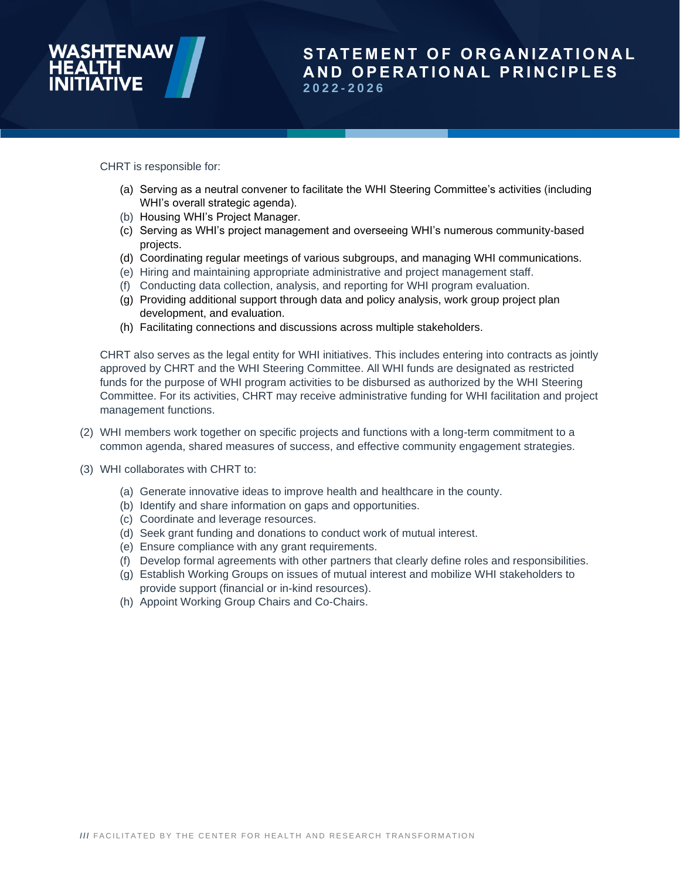CHRT is responsible for:

- (a) Serving as a neutral convener to facilitate the WHI Steering Committee's activities (including WHI's overall strategic agenda).
- (b) Housing WHI's Project Manager.
- (c) Serving as WHI's project management and overseeing WHI's numerous community-based projects.
- (d) Coordinating regular meetings of various subgroups, and managing WHI communications.
- (e) Hiring and maintaining appropriate administrative and project management staff.
- (f) Conducting data collection, analysis, and reporting for WHI program evaluation.
- (g) Providing additional support through data and policy analysis, work group project plan development, and evaluation.
- (h) Facilitating connections and discussions across multiple stakeholders.

CHRT also serves as the legal entity for WHI initiatives. This includes entering into contracts as jointly approved by CHRT and the WHI Steering Committee. All WHI funds are designated as restricted funds for the purpose of WHI program activities to be disbursed as authorized by the WHI Steering Committee. For its activities, CHRT may receive administrative funding for WHI facilitation and project management functions.

(2) WHI members work together on specific projects and functions with a long-term commitment to a common agenda, shared measures of success, and effective community engagement strategies.

(3) WHI collaborates with CHRT to:

- (a) Generate innovative ideas to improve health and healthcare in the county.
- (b) Identify and share information on gaps and opportunities.
- (c) Coordinate and leverage resources.
- (d) Seek grant funding and donations to conduct work of mutual interest.
- (e) Ensure compliance with any grant requirements.
- (f) Develop formal agreements with other partners that clearly define roles and responsibilities.
- (g) Establish Working Groups on issues of mutual interest and mobilize WHI stakeholders to provide support (financial or in-kind resources).
- (h) Appoint Working Group Chairs and Co-Chairs.